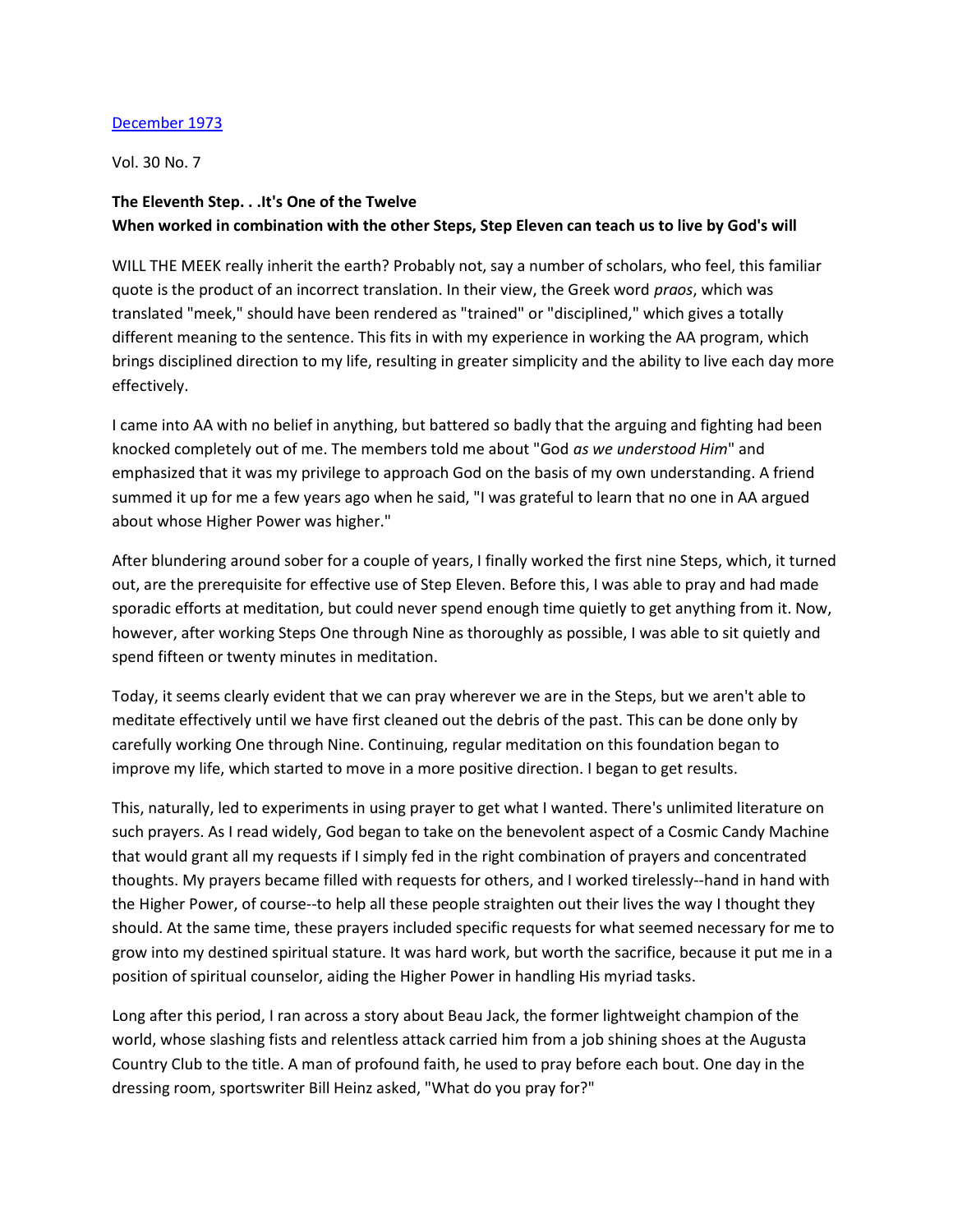[December 1973]

Vol. 30 No. 7

**The Eleventh Step. . .It's One of the Twelve**
**When worked in combination with the other Steps, Step Eleven can teach us to live by God's will**

WILL THE MEEK really inherit the earth? Probably not, say a number of scholars, who feel, this familiar quote is the product of an incorrect translation. In their view, the Greek word *praos*, which was translated "meek," should have been rendered as "trained" or "disciplined," which gives a totally different meaning to the sentence. This fits in with my experience in working the AA program, which brings disciplined direction to my life, resulting in greater simplicity and the ability to live each day more effectively.

I came into AA with no belief in anything, but battered so badly that the arguing and fighting had been knocked completely out of me. The members told me about "God *as we understood Him*" and emphasized that it was my privilege to approach God on the basis of my own understanding. A friend summed it up for me a few years ago when he said, "I was grateful to learn that no one in AA argued about whose Higher Power was higher."

After blundering around sober for a couple of years, I finally worked the first nine Steps, which, it turned out, are the prerequisite for effective use of Step Eleven. Before this, I was able to pray and had made sporadic efforts at meditation, but could never spend enough time quietly to get anything from it. Now, however, after working Steps One through Nine as thoroughly as possible, I was able to sit quietly and spend fifteen or twenty minutes in meditation.

Today, it seems clearly evident that we can pray wherever we are in the Steps, but we aren't able to meditate effectively until we have first cleaned out the debris of the past. This can be done only by carefully working One through Nine. Continuing, regular meditation on this foundation began to improve my life, which started to move in a more positive direction. I began to get results.

This, naturally, led to experiments in using prayer to get what I wanted. There's unlimited literature on such prayers. As I read widely, God began to take on the benevolent aspect of a Cosmic Candy Machine that would grant all my requests if I simply fed in the right combination of prayers and concentrated thoughts. My prayers became filled with requests for others, and I worked tirelessly--hand in hand with the Higher Power, of course--to help all these people straighten out their lives the way I thought they should. At the same time, these prayers included specific requests for what seemed necessary for me to grow into my destined spiritual stature. It was hard work, but worth the sacrifice, because it put me in a position of spiritual counselor, aiding the Higher Power in handling His myriad tasks.

Long after this period, I ran across a story about Beau Jack, the former lightweight champion of the world, whose slashing fists and relentless attack carried him from a job shining shoes at the Augusta Country Club to the title. A man of profound faith, he used to pray before each bout. One day in the dressing room, sportswriter Bill Heinz asked, "What do you pray for?"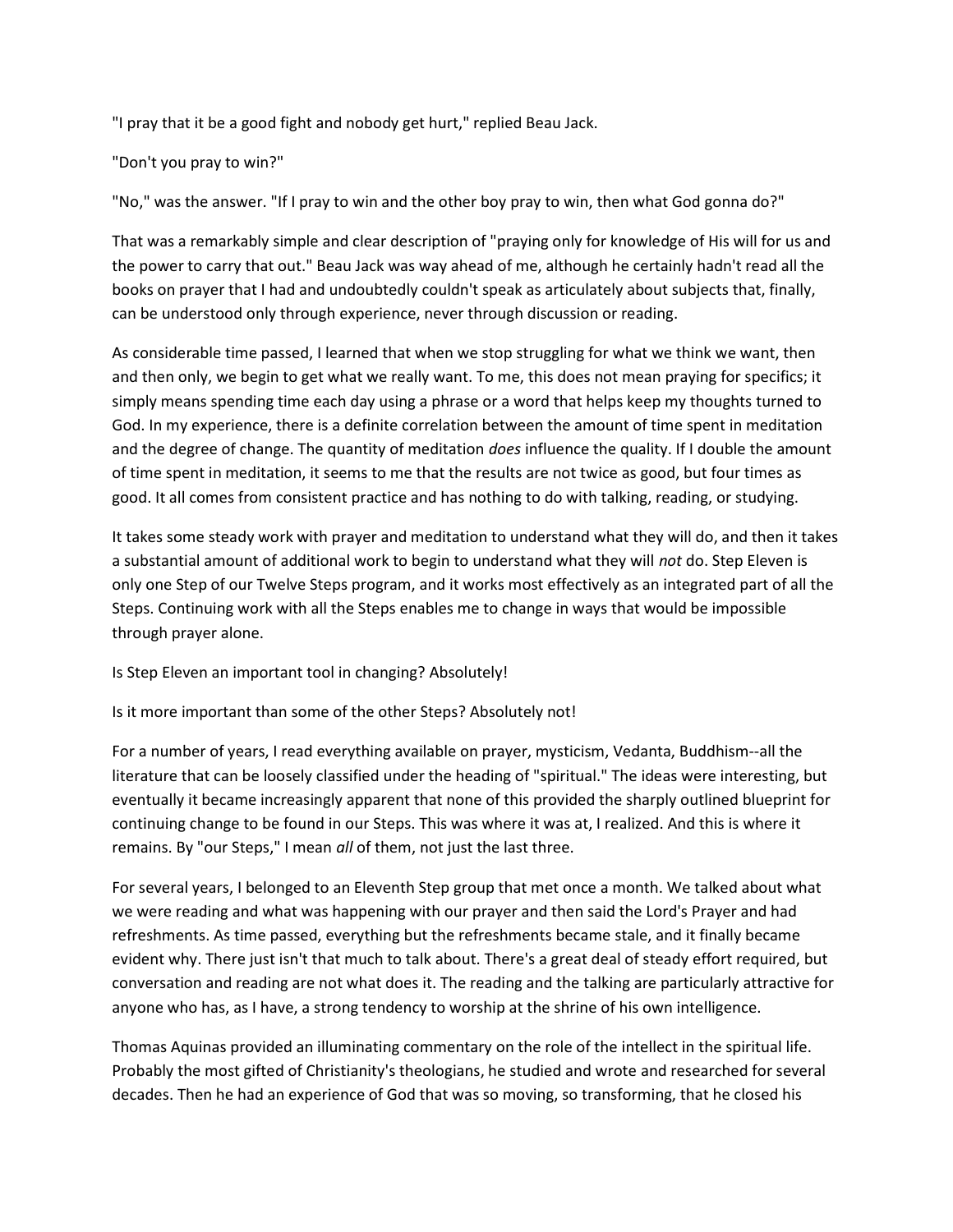"I pray that it be a good fight and nobody get hurt," replied Beau Jack.

"Don't you pray to win?"

"No," was the answer. "If I pray to win and the other boy pray to win, then what God gonna do?"

That was a remarkably simple and clear description of "praying only for knowledge of His will for us and the power to carry that out." Beau Jack was way ahead of me, although he certainly hadn't read all the books on prayer that I had and undoubtedly couldn't speak as articulately about subjects that, finally, can be understood only through experience, never through discussion or reading.

As considerable time passed, I learned that when we stop struggling for what we think we want, then and then only, we begin to get what we really want. To me, this does not mean praying for specifics; it simply means spending time each day using a phrase or a word that helps keep my thoughts turned to God. In my experience, there is a definite correlation between the amount of time spent in meditation and the degree of change. The quantity of meditation *does* influence the quality. If I double the amount of time spent in meditation, it seems to me that the results are not twice as good, but four times as good. It all comes from consistent practice and has nothing to do with talking, reading, or studying.

It takes some steady work with prayer and meditation to understand what they will do, and then it takes a substantial amount of additional work to begin to understand what they will *not* do. Step Eleven is only one Step of our Twelve Steps program, and it works most effectively as an integrated part of all the Steps. Continuing work with all the Steps enables me to change in ways that would be impossible through prayer alone.

Is Step Eleven an important tool in changing? Absolutely!

Is it more important than some of the other Steps? Absolutely not!

For a number of years, I read everything available on prayer, mysticism, Vedanta, Buddhism--all the literature that can be loosely classified under the heading of "spiritual." The ideas were interesting, but eventually it became increasingly apparent that none of this provided the sharply outlined blueprint for continuing change to be found in our Steps. This was where it was at, I realized. And this is where it remains. By "our Steps," I mean *all* of them, not just the last three.

For several years, I belonged to an Eleventh Step group that met once a month. We talked about what we were reading and what was happening with our prayer and then said the Lord's Prayer and had refreshments. As time passed, everything but the refreshments became stale, and it finally became evident why. There just isn't that much to talk about. There's a great deal of steady effort required, but conversation and reading are not what does it. The reading and the talking are particularly attractive for anyone who has, as I have, a strong tendency to worship at the shrine of his own intelligence.

Thomas Aquinas provided an illuminating commentary on the role of the intellect in the spiritual life. Probably the most gifted of Christianity's theologians, he studied and wrote and researched for several decades. Then he had an experience of God that was so moving, so transforming, that he closed his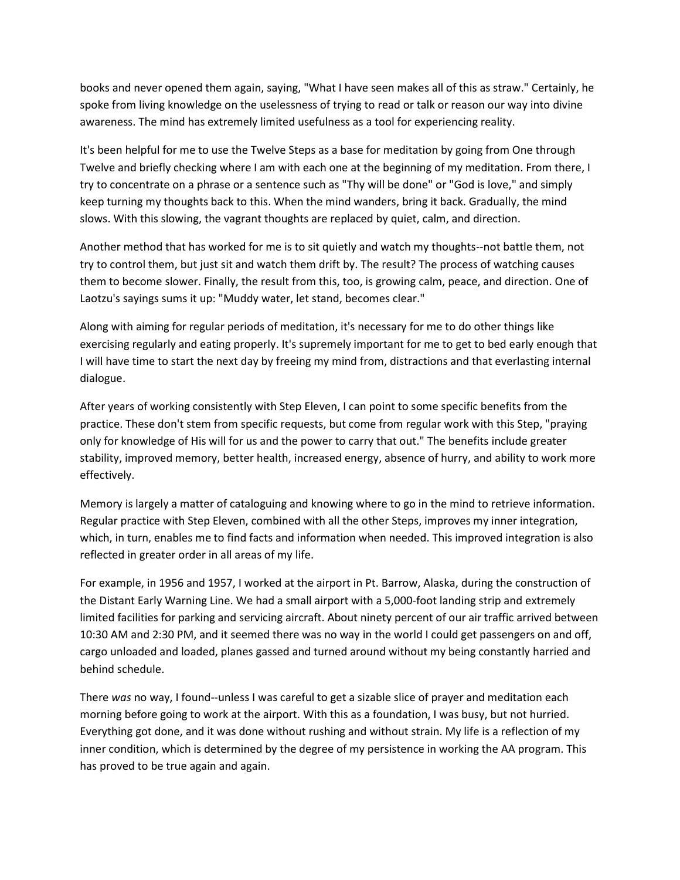books and never opened them again, saying, "What I have seen makes all of this as straw." Certainly, he spoke from living knowledge on the uselessness of trying to read or talk or reason our way into divine awareness. The mind has extremely limited usefulness as a tool for experiencing reality.

It's been helpful for me to use the Twelve Steps as a base for meditation by going from One through Twelve and briefly checking where I am with each one at the beginning of my meditation. From there, I try to concentrate on a phrase or a sentence such as "Thy will be done" or "God is love," and simply keep turning my thoughts back to this. When the mind wanders, bring it back. Gradually, the mind slows. With this slowing, the vagrant thoughts are replaced by quiet, calm, and direction.

Another method that has worked for me is to sit quietly and watch my thoughts--not battle them, not try to control them, but just sit and watch them drift by. The result? The process of watching causes them to become slower. Finally, the result from this, too, is growing calm, peace, and direction. One of Laotzu's sayings sums it up: "Muddy water, let stand, becomes clear."

Along with aiming for regular periods of meditation, it's necessary for me to do other things like exercising regularly and eating properly. It's supremely important for me to get to bed early enough that I will have time to start the next day by freeing my mind from, distractions and that everlasting internal dialogue.

After years of working consistently with Step Eleven, I can point to some specific benefits from the practice. These don't stem from specific requests, but come from regular work with this Step, "praying only for knowledge of His will for us and the power to carry that out." The benefits include greater stability, improved memory, better health, increased energy, absence of hurry, and ability to work more effectively.

Memory is largely a matter of cataloguing and knowing where to go in the mind to retrieve information. Regular practice with Step Eleven, combined with all the other Steps, improves my inner integration, which, in turn, enables me to find facts and information when needed. This improved integration is also reflected in greater order in all areas of my life.

For example, in 1956 and 1957, I worked at the airport in Pt. Barrow, Alaska, during the construction of the Distant Early Warning Line. We had a small airport with a 5,000-foot landing strip and extremely limited facilities for parking and servicing aircraft. About ninety percent of our air traffic arrived between 10:30 AM and 2:30 PM, and it seemed there was no way in the world I could get passengers on and off, cargo unloaded and loaded, planes gassed and turned around without my being constantly harried and behind schedule.

There *was* no way, I found--unless I was careful to get a sizable slice of prayer and meditation each morning before going to work at the airport. With this as a foundation, I was busy, but not hurried. Everything got done, and it was done without rushing and without strain. My life is a reflection of my inner condition, which is determined by the degree of my persistence in working the AA program. This has proved to be true again and again.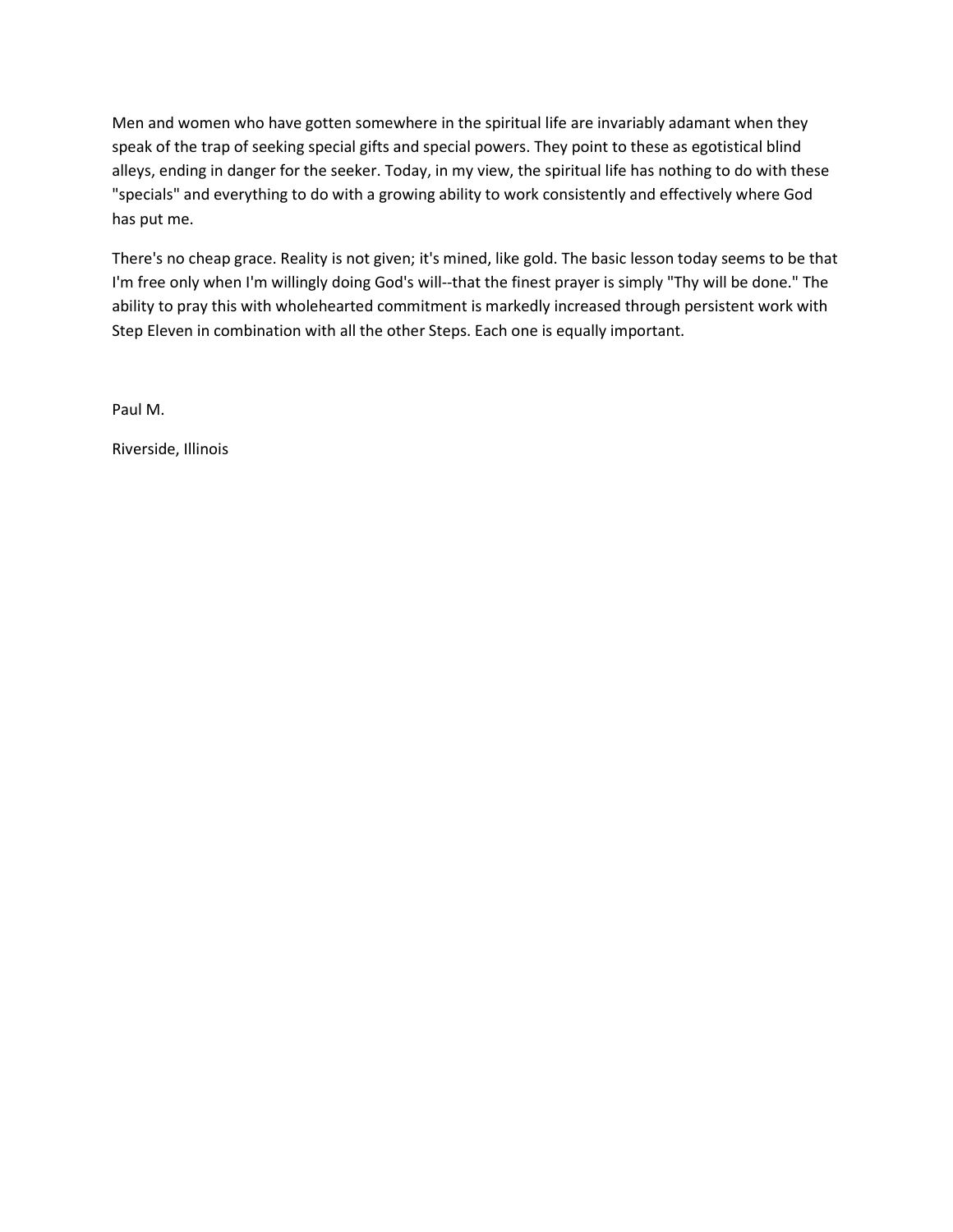Men and women who have gotten somewhere in the spiritual life are invariably adamant when they speak of the trap of seeking special gifts and special powers. They point to these as egotistical blind alleys, ending in danger for the seeker. Today, in my view, the spiritual life has nothing to do with these "specials" and everything to do with a growing ability to work consistently and effectively where God has put me.

There's no cheap grace. Reality is not given; it's mined, like gold. The basic lesson today seems to be that I'm free only when I'm willingly doing God's will--that the finest prayer is simply "Thy will be done." The ability to pray this with wholehearted commitment is markedly increased through persistent work with Step Eleven in combination with all the other Steps. Each one is equally important.

Paul M.

Riverside, Illinois